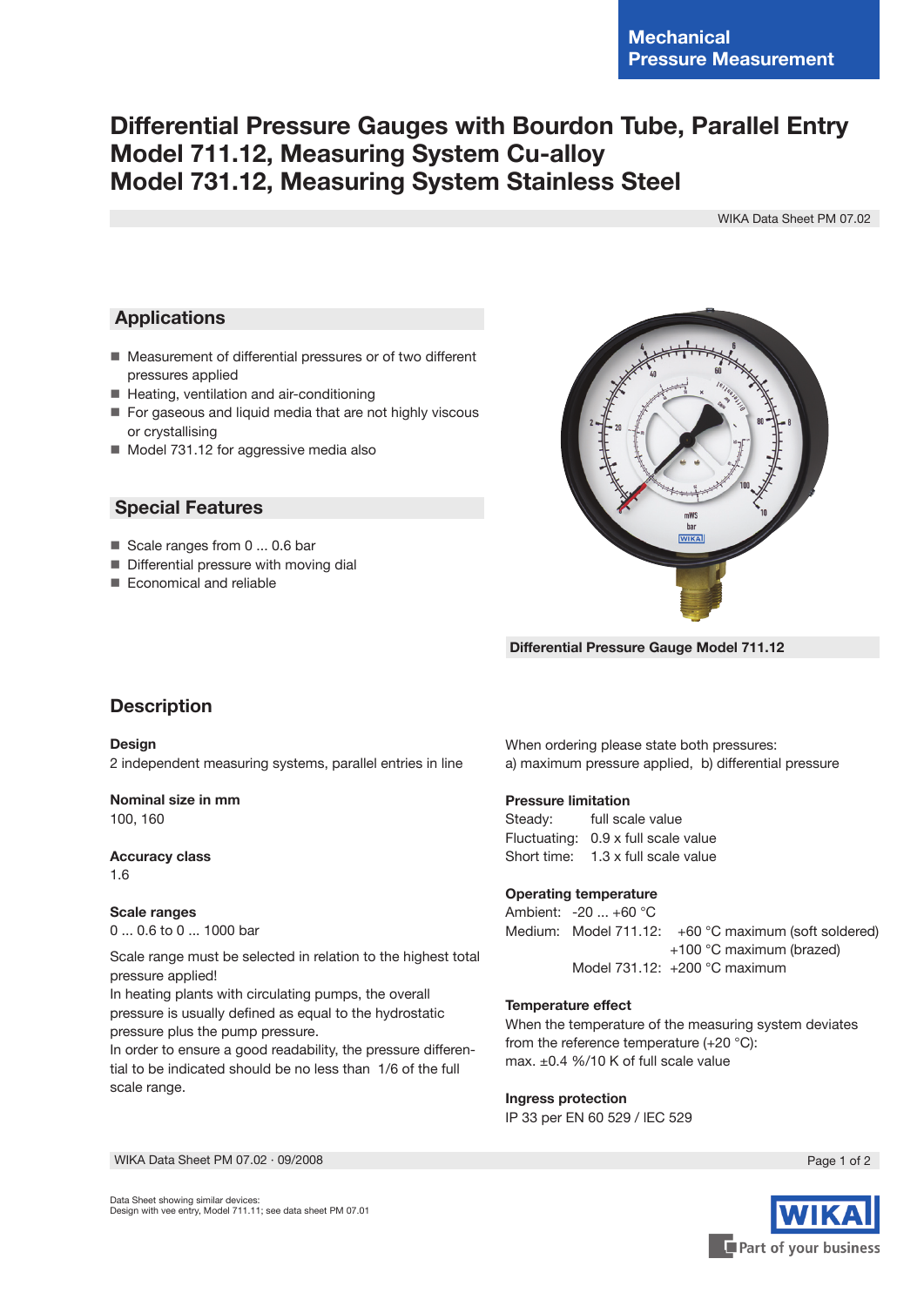Mechanical Pressure Measurement

# Differential Pressure Gauges with Bourdon Tube, Parallel Entry Model 711.12, Measuring System Cu-alloy Model 731.12, Measuring System Stainless Steel

WIKA Data Sheet PM 07.02

## Applications

- Measurement of differential pressures or of two different pressures applied
- Heating, ventilation and air-conditioning
- For gaseous and liquid media that are not highly viscous or crystallising
- Model 731.12 for aggressive media also

## Special Features

- Scale ranges from 0 ... 0.6 bar
- Differential pressure with moving dial
- Economical and reliable

Differential Pressure Gauge Model 711.12

## Description

**Design**
2 independent measuring systems, parallel entries in line

**Nominal size in mm**
100, 160

**Accuracy class**
1.6

**Scale ranges**
0 ... 0.6 to 0 ... 1000 bar

Scale range must be selected in relation to the highest total pressure applied!
In heating plants with circulating pumps, the overall pressure is usually defined as equal to the hydrostatic pressure plus the pump pressure.
In order to ensure a good readability, the pressure differential to be indicated should be no less than 1/6 of the full scale range.

When ordering please state both pressures:
a) maximum pressure applied, b) differential pressure

**Pressure limitation**
Steady: full scale value
Fluctuating: 0.9 x full scale value
Short time: 1.3 x full scale value

**Operating temperature**
Ambient: -20 ... +60 °C
Medium: Model 711.12: +60 °C maximum (soft soldered)
+100 °C maximum (brazed)
Model 731.12: +200 °C maximum

**Temperature effect**
When the temperature of the measuring system deviates from the reference temperature (+20 °C):
max. ±0.4 %/10 K of full scale value

**Ingress protection**
IP 33 per EN 60 529 / IEC 529

WIKA Data Sheet PM 07.02 · 09/2008

Data Sheet showing similar devices:
Design with vee entry, Model 711.11; see data sheet PM 07.01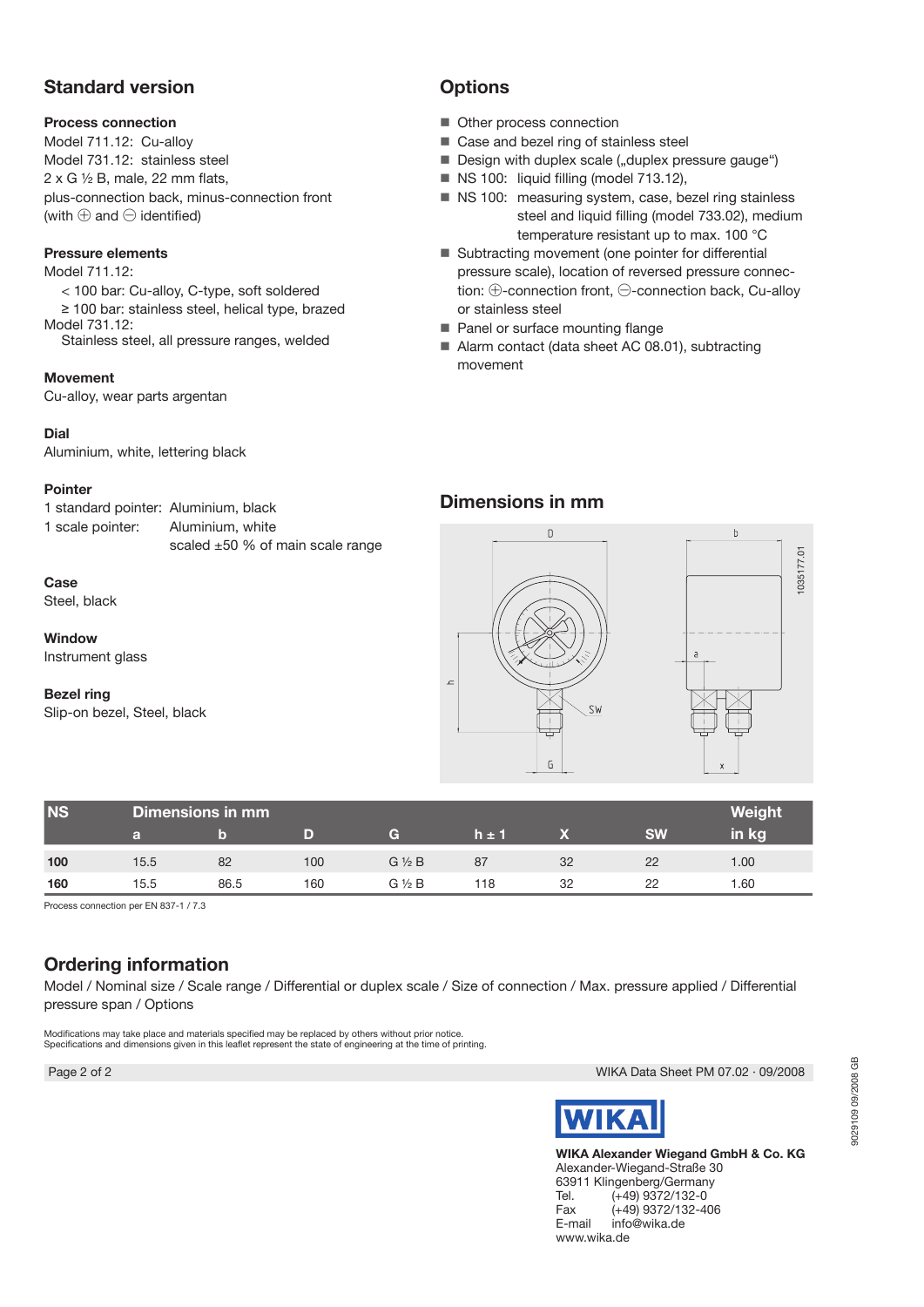## Standard version

**Process connection**
Model 711.12: Cu-alloy
Model 731.12: stainless steel
2 x G ½ B, male, 22 mm flats,
plus-connection back, minus-connection front
(with ⊕ and ⊖ identified)

**Pressure elements**
Model 711.12:
< 100 bar: Cu-alloy, C-type, soft soldered
≥ 100 bar: stainless steel, helical type, brazed
Model 731.12:
Stainless steel, all pressure ranges, welded

**Movement**
Cu-alloy, wear parts argentan

**Dial**
Aluminium, white, lettering black

**Pointer**
1 standard pointer: Aluminium, black
1 scale pointer: Aluminium, white
scaled ±50 % of main scale range

**Case**
Steel, black

**Window**
Instrument glass

**Bezel ring**
Slip-on bezel, Steel, black

## Options

- Other process connection
- Case and bezel ring of stainless steel
- Design with duplex scale („duplex pressure gauge")
- NS 100: liquid filling (model 713.12),
- NS 100: measuring system, case, bezel ring stainless steel and liquid filling (model 733.02), medium temperature resistant up to max. 100 °C
- Subtracting movement (one pointer for differential pressure scale), location of reversed pressure connection: ⊕-connection front, ⊖-connection back, Cu-alloy or stainless steel
- Panel or surface mounting flange
- Alarm contact (data sheet AC 08.01), subtracting movement

## Dimensions in mm

D
b
h
a
SW
G
x
1035177.01

| NS | Dimensions in mm | | | | | | | Weight in kg |
|---|---|---|---|---|---|---|---|---|
| | a | b | D | G | h ± 1 | X | SW | |
| 100 | 15.5 | 82 | 100 | G ½ B | 87 | 32 | 22 | 1.00 |
| 160 | 15.5 | 86.5 | 160 | G ½ B | 118 | 32 | 22 | 1.60 |

Process connection per EN 837-1 / 7.3

## Ordering information

Model / Nominal size / Scale range / Differential or duplex scale / Size of connection / Max. pressure applied / Differential pressure span / Options

Modifications may take place and materials specified may be replaced by others without prior notice.
Specifications and dimensions given in this leaflet represent the state of engineering at the time of printing.

WIKA Data Sheet PM 07.02 · 09/2008

WIKA

**WIKA Alexander Wiegand GmbH & Co. KG**
Alexander-Wiegand-Straße 30
63911 Klingenberg/Germany
Tel. (+49) 9372/132-0
Fax (+49) 9372/132-406
E-mail info@wika.de
www.wika.de

9029109 09/2008 GB